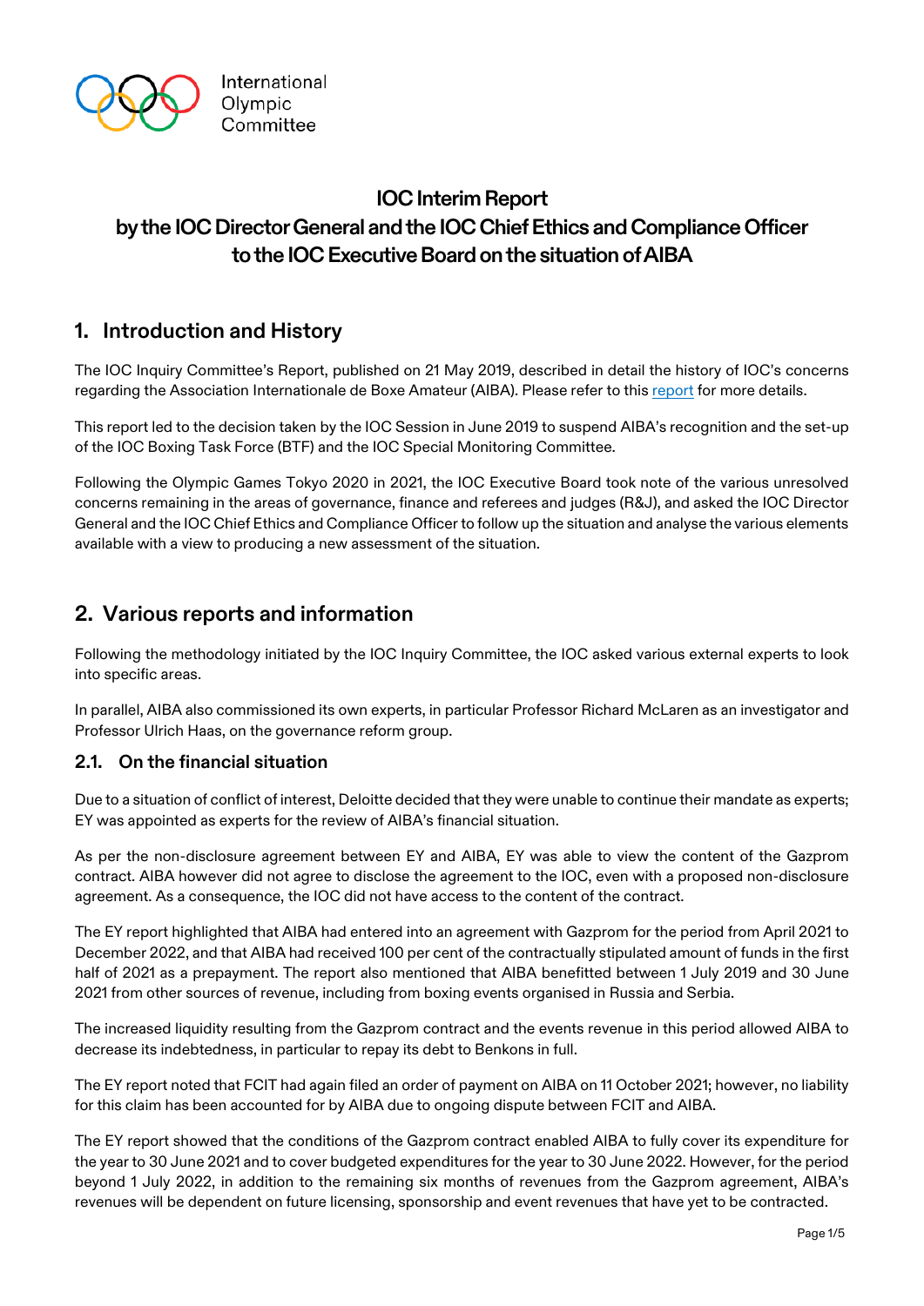International Olympic Committee

# IOC Interim Report by the IOC Director General and the IOC Chief Ethics and Compliance Officer to the IOC Executive Board on the situation of AIBA

## 1. Introduction and History

The IOC Inquiry Committee's Report, published on 21 May 2019, described in detail the history of IOC's concerns regarding the Association Internationale de Boxe Amateur (AIBA). Please refer to this report for more details.

This report led to the decision taken by the IOC Session in June 2019 to suspend AIBA's recognition and the set-up of the IOC Boxing Task Force (BTF) and the IOC Special Monitoring Committee.

Following the Olympic Games Tokyo 2020 in 2021, the IOC Executive Board took note of the various unresolved concerns remaining in the areas of governance, finance and referees and judges (R&J), and asked the IOC Director General and the IOC Chief Ethics and Compliance Officer to follow up the situation and analyse the various elements available with a view to producing a new assessment of the situation.

## 2. Various reports and information

Following the methodology initiated by the IOC Inquiry Committee, the IOC asked various external experts to look into specific areas.

In parallel, AIBA also commissioned its own experts, in particular Professor Richard McLaren as an investigator and Professor Ulrich Haas, on the governance reform group.

### 2.1. On the financial situation

Due to a situation of conflict of interest, Deloitte decided that they were unable to continue their mandate as experts; EY was appointed as experts for the review of AIBA's financial situation.

As per the non-disclosure agreement between EY and AIBA, EY was able to view the content of the Gazprom contract. AIBA however did not agree to disclose the agreement to the IOC, even with a proposed non-disclosure agreement. As a consequence, the IOC did not have access to the content of the contract.

The EY report highlighted that AIBA had entered into an agreement with Gazprom for the period from April 2021 to December 2022, and that AIBA had received 100 per cent of the contractually stipulated amount of funds in the first half of 2021 as a prepayment. The report also mentioned that AIBA benefitted between 1 July 2019 and 30 June 2021 from other sources of revenue, including from boxing events organised in Russia and Serbia.

The increased liquidity resulting from the Gazprom contract and the events revenue in this period allowed AIBA to decrease its indebtedness, in particular to repay its debt to Benkons in full.

The EY report noted that FCIT had again filed an order of payment on AIBA on 11 October 2021; however, no liability for this claim has been accounted for by AIBA due to ongoing dispute between FCIT and AIBA.

The EY report showed that the conditions of the Gazprom contract enabled AIBA to fully cover its expenditure for the year to 30 June 2021 and to cover budgeted expenditures for the year to 30 June 2022. However, for the period beyond 1 July 2022, in addition to the remaining six months of revenues from the Gazprom agreement, AIBA's revenues will be dependent on future licensing, sponsorship and event revenues that have yet to be contracted.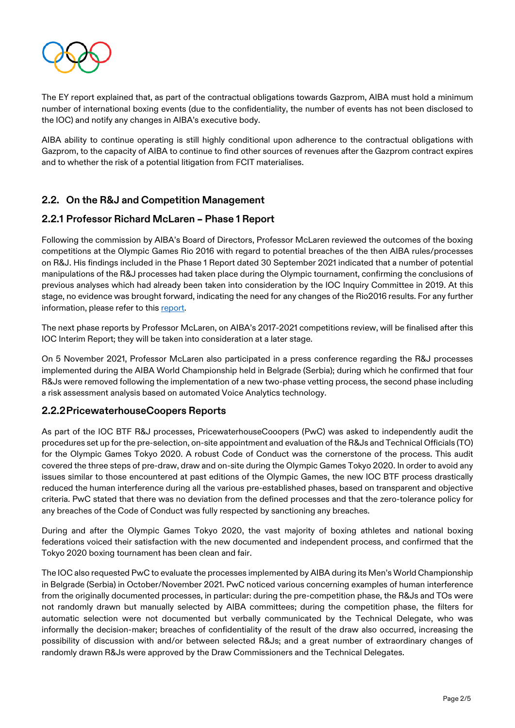The EY report explained that, as part of the contractual obligations towards Gazprom, AIBA must hold a minimum number of international boxing events (due to the confidentiality, the number of events has not been disclosed to the IOC) and notify any changes in AIBA's executive body.

AIBA ability to continue operating is still highly conditional upon adherence to the contractual obligations with Gazprom, to the capacity of AIBA to continue to find other sources of revenues after the Gazprom contract expires and to whether the risk of a potential litigation from FCIT materialises.

## 2.2. On the R&J and Competition Management

### 2.2.1 Professor Richard McLaren – Phase 1 Report

Following the commission by AIBA's Board of Directors, Professor McLaren reviewed the outcomes of the boxing competitions at the Olympic Games Rio 2016 with regard to potential breaches of the then AIBA rules/processes on R&J. His findings included in the Phase 1 Report dated 30 September 2021 indicated that a number of potential manipulations of the R&J processes had taken place during the Olympic tournament, confirming the conclusions of previous analyses which had already been taken into consideration by the IOC Inquiry Committee in 2019. At this stage, no evidence was brought forward, indicating the need for any changes of the Rio2016 results. For any further information, please refer to this report.

The next phase reports by Professor McLaren, on AIBA's 2017-2021 competitions review, will be finalised after this IOC Interim Report; they will be taken into consideration at a later stage.

On 5 November 2021, Professor McLaren also participated in a press conference regarding the R&J processes implemented during the AIBA World Championship held in Belgrade (Serbia); during which he confirmed that four R&Js were removed following the implementation of a new two-phase vetting process, the second phase including a risk assessment analysis based on automated Voice Analytics technology.

### 2.2.2 PricewaterhouseCoopers Reports

As part of the IOC BTF R&J processes, PricewaterhouseCooopers (PwC) was asked to independently audit the procedures set up for the pre-selection, on-site appointment and evaluation of the R&Js and Technical Officials (TO) for the Olympic Games Tokyo 2020. A robust Code of Conduct was the cornerstone of the process. This audit covered the three steps of pre-draw, draw and on-site during the Olympic Games Tokyo 2020. In order to avoid any issues similar to those encountered at past editions of the Olympic Games, the new IOC BTF process drastically reduced the human interference during all the various pre-established phases, based on transparent and objective criteria. PwC stated that there was no deviation from the defined processes and that the zero-tolerance policy for any breaches of the Code of Conduct was fully respected by sanctioning any breaches.

During and after the Olympic Games Tokyo 2020, the vast majority of boxing athletes and national boxing federations voiced their satisfaction with the new documented and independent process, and confirmed that the Tokyo 2020 boxing tournament has been clean and fair.

The IOC also requested PwC to evaluate the processes implemented by AIBA during its Men's World Championship in Belgrade (Serbia) in October/November 2021. PwC noticed various concerning examples of human interference from the originally documented processes, in particular: during the pre-competition phase, the R&Js and TOs were not randomly drawn but manually selected by AIBA committees; during the competition phase, the filters for automatic selection were not documented but verbally communicated by the Technical Delegate, who was informally the decision-maker; breaches of confidentiality of the result of the draw also occurred, increasing the possibility of discussion with and/or between selected R&Js; and a great number of extraordinary changes of randomly drawn R&Js were approved by the Draw Commissioners and the Technical Delegates.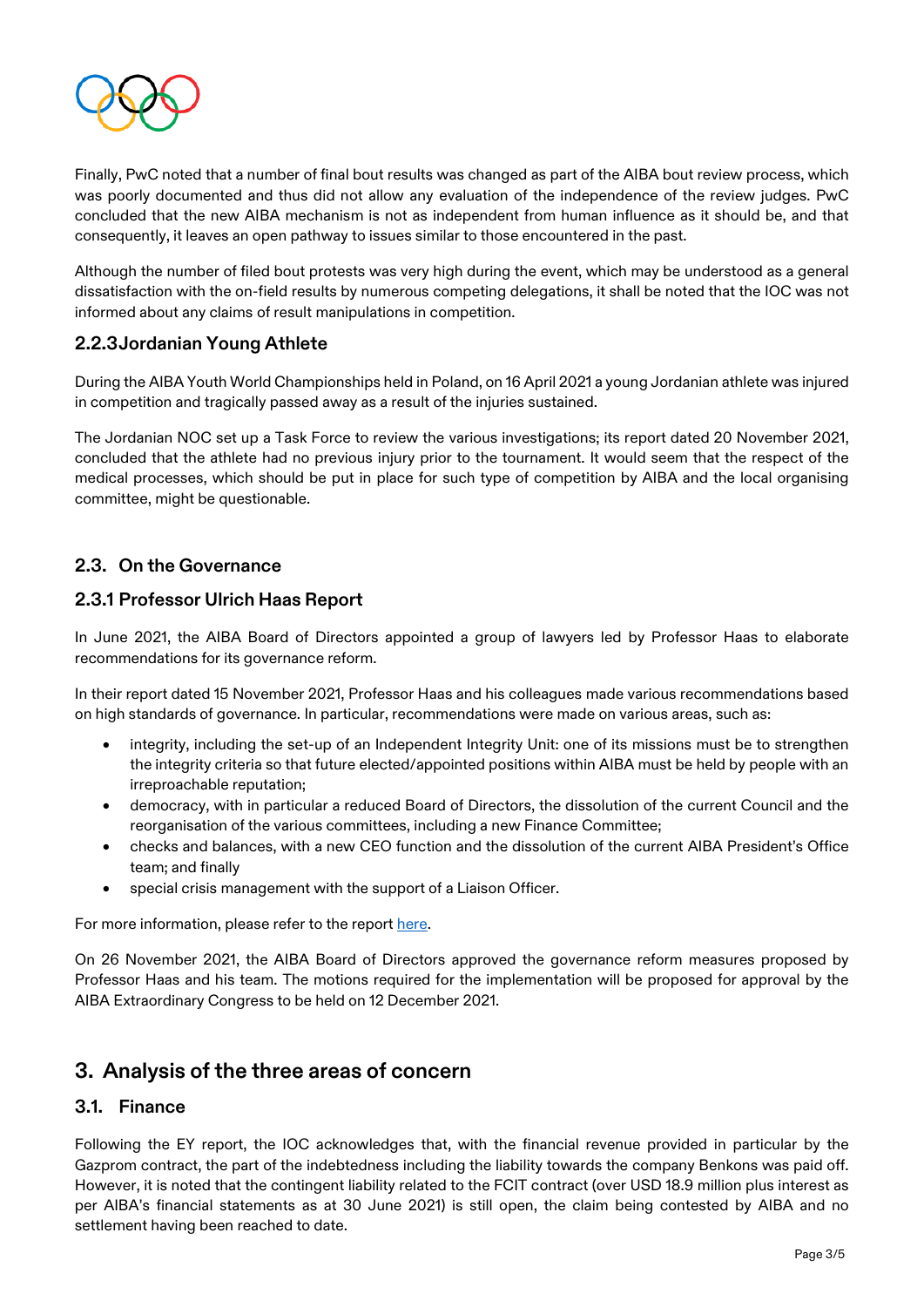Finally, PwC noted that a number of final bout results was changed as part of the AIBA bout review process, which was poorly documented and thus did not allow any evaluation of the independence of the review judges. PwC concluded that the new AIBA mechanism is not as independent from human influence as it should be, and that consequently, it leaves an open pathway to issues similar to those encountered in the past.

Although the number of filed bout protests was very high during the event, which may be understood as a general dissatisfaction with the on-field results by numerous competing delegations, it shall be noted that the IOC was not informed about any claims of result manipulations in competition.

### 2.2.3 Jordanian Young Athlete

During the AIBA Youth World Championships held in Poland, on 16 April 2021 a young Jordanian athlete was injured in competition and tragically passed away as a result of the injuries sustained.

The Jordanian NOC set up a Task Force to review the various investigations; its report dated 20 November 2021, concluded that the athlete had no previous injury prior to the tournament. It would seem that the respect of the medical processes, which should be put in place for such type of competition by AIBA and the local organising committee, might be questionable.

## 2.3. On the Governance

### 2.3.1 Professor Ulrich Haas Report

In June 2021, the AIBA Board of Directors appointed a group of lawyers led by Professor Haas to elaborate recommendations for its governance reform.

In their report dated 15 November 2021, Professor Haas and his colleagues made various recommendations based on high standards of governance. In particular, recommendations were made on various areas, such as:

- integrity, including the set-up of an Independent Integrity Unit: one of its missions must be to strengthen the integrity criteria so that future elected/appointed positions within AIBA must be held by people with an irreproachable reputation;
- democracy, with in particular a reduced Board of Directors, the dissolution of the current Council and the reorganisation of the various committees, including a new Finance Committee;
- checks and balances, with a new CEO function and the dissolution of the current AIBA President's Office team; and finally
- special crisis management with the support of a Liaison Officer.

For more information, please refer to the report here.

On 26 November 2021, the AIBA Board of Directors approved the governance reform measures proposed by Professor Haas and his team. The motions required for the implementation will be proposed for approval by the AIBA Extraordinary Congress to be held on 12 December 2021.

# 3. Analysis of the three areas of concern

## 3.1. Finance

Following the EY report, the IOC acknowledges that, with the financial revenue provided in particular by the Gazprom contract, the part of the indebtedness including the liability towards the company Benkons was paid off. However, it is noted that the contingent liability related to the FCIT contract (over USD 18.9 million plus interest as per AIBA's financial statements as at 30 June 2021) is still open, the claim being contested by AIBA and no settlement having been reached to date.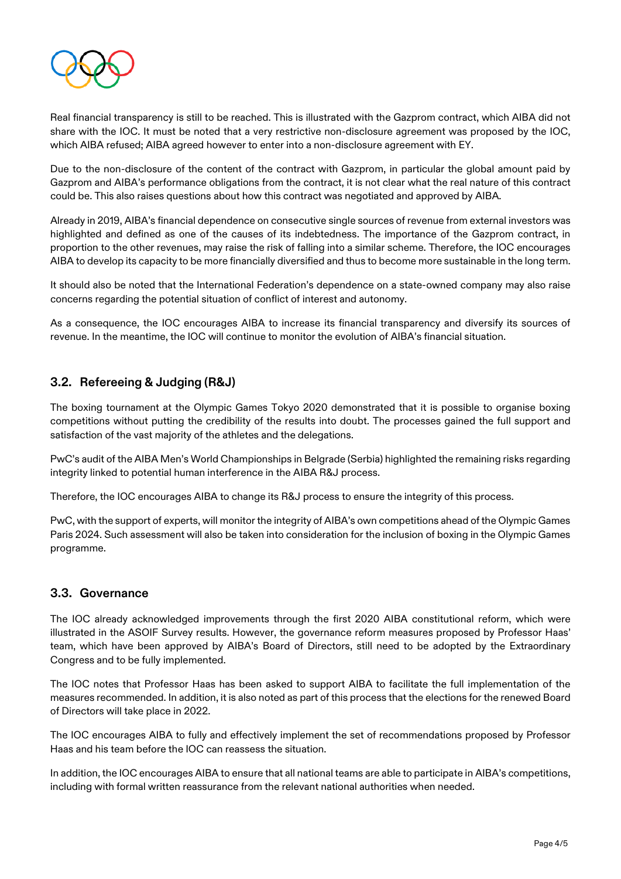Real financial transparency is still to be reached. This is illustrated with the Gazprom contract, which AIBA did not share with the IOC. It must be noted that a very restrictive non-disclosure agreement was proposed by the IOC, which AIBA refused; AIBA agreed however to enter into a non-disclosure agreement with EY.

Due to the non-disclosure of the content of the contract with Gazprom, in particular the global amount paid by Gazprom and AIBA's performance obligations from the contract, it is not clear what the real nature of this contract could be. This also raises questions about how this contract was negotiated and approved by AIBA.

Already in 2019, AIBA's financial dependence on consecutive single sources of revenue from external investors was highlighted and defined as one of the causes of its indebtedness. The importance of the Gazprom contract, in proportion to the other revenues, may raise the risk of falling into a similar scheme. Therefore, the IOC encourages AIBA to develop its capacity to be more financially diversified and thus to become more sustainable in the long term.

It should also be noted that the International Federation's dependence on a state-owned company may also raise concerns regarding the potential situation of conflict of interest and autonomy.

As a consequence, the IOC encourages AIBA to increase its financial transparency and diversify its sources of revenue. In the meantime, the IOC will continue to monitor the evolution of AIBA's financial situation.

## 3.2. Refereeing & Judging (R&J)

The boxing tournament at the Olympic Games Tokyo 2020 demonstrated that it is possible to organise boxing competitions without putting the credibility of the results into doubt. The processes gained the full support and satisfaction of the vast majority of the athletes and the delegations.

PwC's audit of the AIBA Men's World Championships in Belgrade (Serbia) highlighted the remaining risks regarding integrity linked to potential human interference in the AIBA R&J process.

Therefore, the IOC encourages AIBA to change its R&J process to ensure the integrity of this process.

PwC, with the support of experts, will monitor the integrity of AIBA's own competitions ahead of the Olympic Games Paris 2024. Such assessment will also be taken into consideration for the inclusion of boxing in the Olympic Games programme.

## 3.3. Governance

The IOC already acknowledged improvements through the first 2020 AIBA constitutional reform, which were illustrated in the ASOIF Survey results. However, the governance reform measures proposed by Professor Haas' team, which have been approved by AIBA's Board of Directors, still need to be adopted by the Extraordinary Congress and to be fully implemented.

The IOC notes that Professor Haas has been asked to support AIBA to facilitate the full implementation of the measures recommended. In addition, it is also noted as part of this process that the elections for the renewed Board of Directors will take place in 2022.

The IOC encourages AIBA to fully and effectively implement the set of recommendations proposed by Professor Haas and his team before the IOC can reassess the situation.

In addition, the IOC encourages AIBA to ensure that all national teams are able to participate in AIBA's competitions, including with formal written reassurance from the relevant national authorities when needed.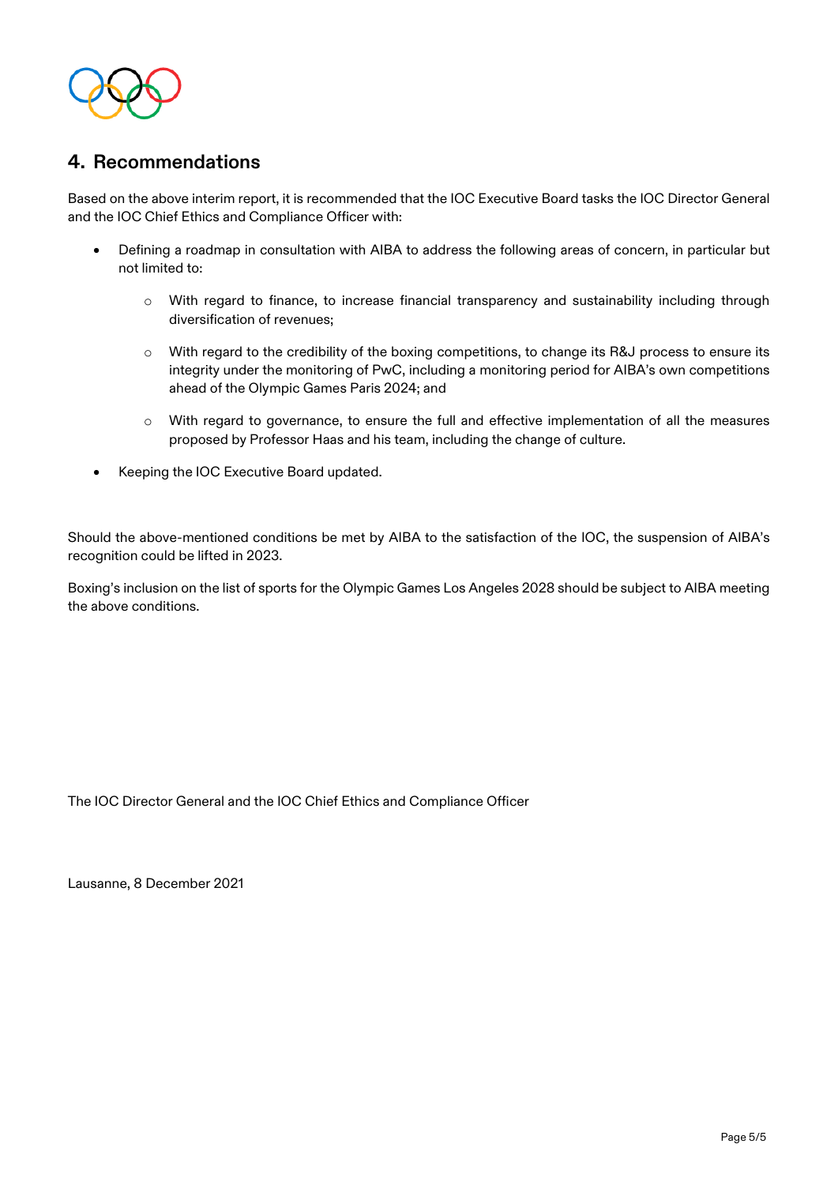## 4. Recommendations

Based on the above interim report, it is recommended that the IOC Executive Board tasks the IOC Director General and the IOC Chief Ethics and Compliance Officer with:

- Defining a roadmap in consultation with AIBA to address the following areas of concern, in particular but not limited to:
  - With regard to finance, to increase financial transparency and sustainability including through diversification of revenues;
  - With regard to the credibility of the boxing competitions, to change its R&J process to ensure its integrity under the monitoring of PwC, including a monitoring period for AIBA's own competitions ahead of the Olympic Games Paris 2024; and
  - With regard to governance, to ensure the full and effective implementation of all the measures proposed by Professor Haas and his team, including the change of culture.
- Keeping the IOC Executive Board updated.

Should the above-mentioned conditions be met by AIBA to the satisfaction of the IOC, the suspension of AIBA's recognition could be lifted in 2023.

Boxing's inclusion on the list of sports for the Olympic Games Los Angeles 2028 should be subject to AIBA meeting the above conditions.

The IOC Director General and the IOC Chief Ethics and Compliance Officer

Lausanne, 8 December 2021